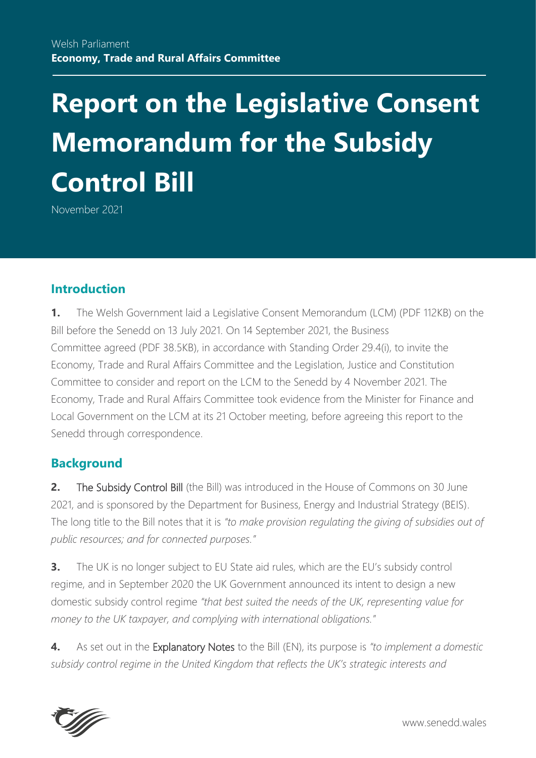Welsh Parliament

**Economy, Trade and Rural Affairs Committee**

# Report on the Legislative Consent Memorandum for the Subsidy Control Bill

November 2021

## Introduction

**1.** The Welsh Government laid a Legislative Consent Memorandum (LCM) (PDF 112KB) on the Bill before the Senedd on 13 July 2021. On 14 September 2021, the Business Committee agreed (PDF 38.5KB), in accordance with Standing Order 29.4(i), to invite the Economy, Trade and Rural Affairs Committee and the Legislation, Justice and Constitution Committee to consider and report on the LCM to the Senedd by 4 November 2021. The Economy, Trade and Rural Affairs Committee took evidence from the Minister for Finance and Local Government on the LCM at its 21 October meeting, before agreeing this report to the Senedd through correspondence.

## Background

**2.** The Subsidy Control Bill (the Bill) was introduced in the House of Commons on 30 June 2021, and is sponsored by the Department for Business, Energy and Industrial Strategy (BEIS). The long title to the Bill notes that it is *"to make provision regulating the giving of subsidies out of public resources; and for connected purposes."*

**3.** The UK is no longer subject to EU State aid rules, which are the EU's subsidy control regime, and in September 2020 the UK Government announced its intent to design a new domestic subsidy control regime *"that best suited the needs of the UK, representing value for money to the UK taxpayer, and complying with international obligations."*

**4.** As set out in the Explanatory Notes to the Bill (EN), its purpose is *"to implement a domestic subsidy control regime in the United Kingdom that reflects the UK's strategic interests and*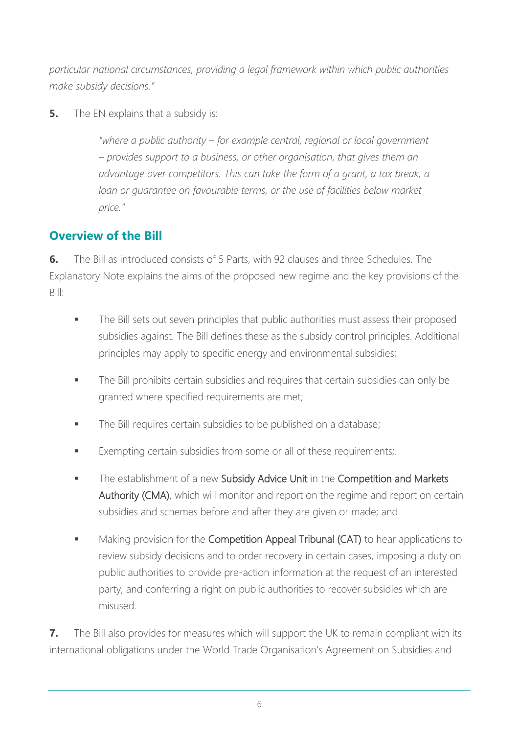*particular national circumstances, providing a legal framework within which public authorities make subsidy decisions."*

**5.** The EN explains that a subsidy is:

> *"where a public authority – for example central, regional or local government – provides support to a business, or other organisation, that gives them an advantage over competitors. This can take the form of a grant, a tax break, a loan or guarantee on favourable terms, or the use of facilities below market price."*

## Overview of the Bill

**6.** The Bill as introduced consists of 5 Parts, with 92 clauses and three Schedules. The Explanatory Note explains the aims of the proposed new regime and the key provisions of the Bill:

- The Bill sets out seven principles that public authorities must assess their proposed subsidies against. The Bill defines these as the subsidy control principles. Additional principles may apply to specific energy and environmental subsidies;
- The Bill prohibits certain subsidies and requires that certain subsidies can only be granted where specified requirements are met;
- The Bill requires certain subsidies to be published on a database;
- Exempting certain subsidies from some or all of these requirements;.
- The establishment of a new Subsidy Advice Unit in the Competition and Markets Authority (CMA), which will monitor and report on the regime and report on certain subsidies and schemes before and after they are given or made; and
- Making provision for the Competition Appeal Tribunal (CAT) to hear applications to review subsidy decisions and to order recovery in certain cases, imposing a duty on public authorities to provide pre-action information at the request of an interested party, and conferring a right on public authorities to recover subsidies which are misused.

**7.** The Bill also provides for measures which will support the UK to remain compliant with its international obligations under the World Trade Organisation's Agreement on Subsidies and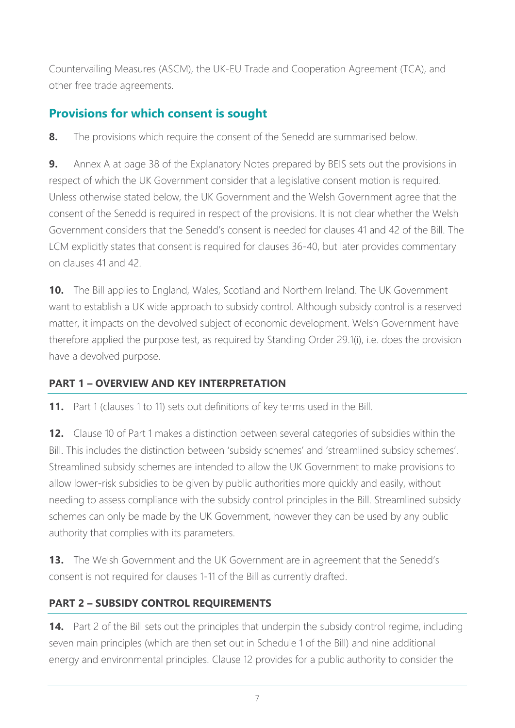Countervailing Measures (ASCM), the UK-EU Trade and Cooperation Agreement (TCA), and other free trade agreements.

## Provisions for which consent is sought

**8.** The provisions which require the consent of the Senedd are summarised below.

**9.** Annex A at page 38 of the Explanatory Notes prepared by BEIS sets out the provisions in respect of which the UK Government consider that a legislative consent motion is required. Unless otherwise stated below, the UK Government and the Welsh Government agree that the consent of the Senedd is required in respect of the provisions. It is not clear whether the Welsh Government considers that the Senedd's consent is needed for clauses 41 and 42 of the Bill. The LCM explicitly states that consent is required for clauses 36-40, but later provides commentary on clauses 41 and 42.

**10.** The Bill applies to England, Wales, Scotland and Northern Ireland. The UK Government want to establish a UK wide approach to subsidy control. Although subsidy control is a reserved matter, it impacts on the devolved subject of economic development. Welsh Government have therefore applied the purpose test, as required by Standing Order 29.1(i), i.e. does the provision have a devolved purpose.

### PART 1 – OVERVIEW AND KEY INTERPRETATION

**11.** Part 1 (clauses 1 to 11) sets out definitions of key terms used in the Bill.

**12.** Clause 10 of Part 1 makes a distinction between several categories of subsidies within the Bill. This includes the distinction between 'subsidy schemes' and 'streamlined subsidy schemes'. Streamlined subsidy schemes are intended to allow the UK Government to make provisions to allow lower-risk subsidies to be given by public authorities more quickly and easily, without needing to assess compliance with the subsidy control principles in the Bill. Streamlined subsidy schemes can only be made by the UK Government, however they can be used by any public authority that complies with its parameters.

**13.** The Welsh Government and the UK Government are in agreement that the Senedd's consent is not required for clauses 1-11 of the Bill as currently drafted.

### PART 2 – SUBSIDY CONTROL REQUIREMENTS

**14.** Part 2 of the Bill sets out the principles that underpin the subsidy control regime, including seven main principles (which are then set out in Schedule 1 of the Bill) and nine additional energy and environmental principles. Clause 12 provides for a public authority to consider the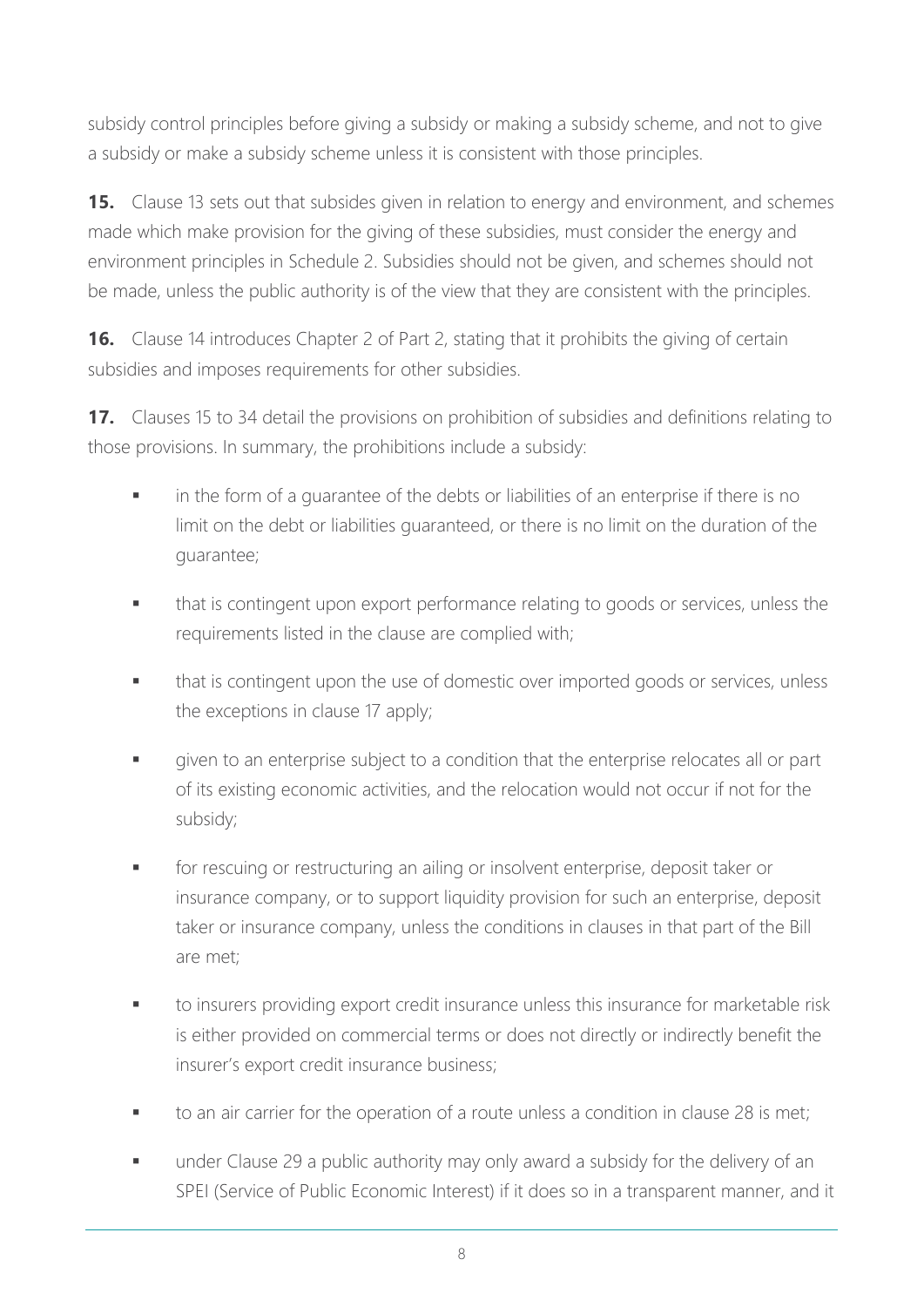subsidy control principles before giving a subsidy or making a subsidy scheme, and not to give a subsidy or make a subsidy scheme unless it is consistent with those principles.

**15.** Clause 13 sets out that subsides given in relation to energy and environment, and schemes made which make provision for the giving of these subsidies, must consider the energy and environment principles in Schedule 2. Subsidies should not be given, and schemes should not be made, unless the public authority is of the view that they are consistent with the principles.

**16.** Clause 14 introduces Chapter 2 of Part 2, stating that it prohibits the giving of certain subsidies and imposes requirements for other subsidies.

**17.** Clauses 15 to 34 detail the provisions on prohibition of subsidies and definitions relating to those provisions. In summary, the prohibitions include a subsidy:

- in the form of a guarantee of the debts or liabilities of an enterprise if there is no limit on the debt or liabilities guaranteed, or there is no limit on the duration of the guarantee;
- that is contingent upon export performance relating to goods or services, unless the requirements listed in the clause are complied with;
- that is contingent upon the use of domestic over imported goods or services, unless the exceptions in clause 17 apply;
- given to an enterprise subject to a condition that the enterprise relocates all or part of its existing economic activities, and the relocation would not occur if not for the subsidy;
- for rescuing or restructuring an ailing or insolvent enterprise, deposit taker or insurance company, or to support liquidity provision for such an enterprise, deposit taker or insurance company, unless the conditions in clauses in that part of the Bill are met;
- to insurers providing export credit insurance unless this insurance for marketable risk is either provided on commercial terms or does not directly or indirectly benefit the insurer's export credit insurance business;
- to an air carrier for the operation of a route unless a condition in clause 28 is met;
- under Clause 29 a public authority may only award a subsidy for the delivery of an SPEI (Service of Public Economic Interest) if it does so in a transparent manner, and it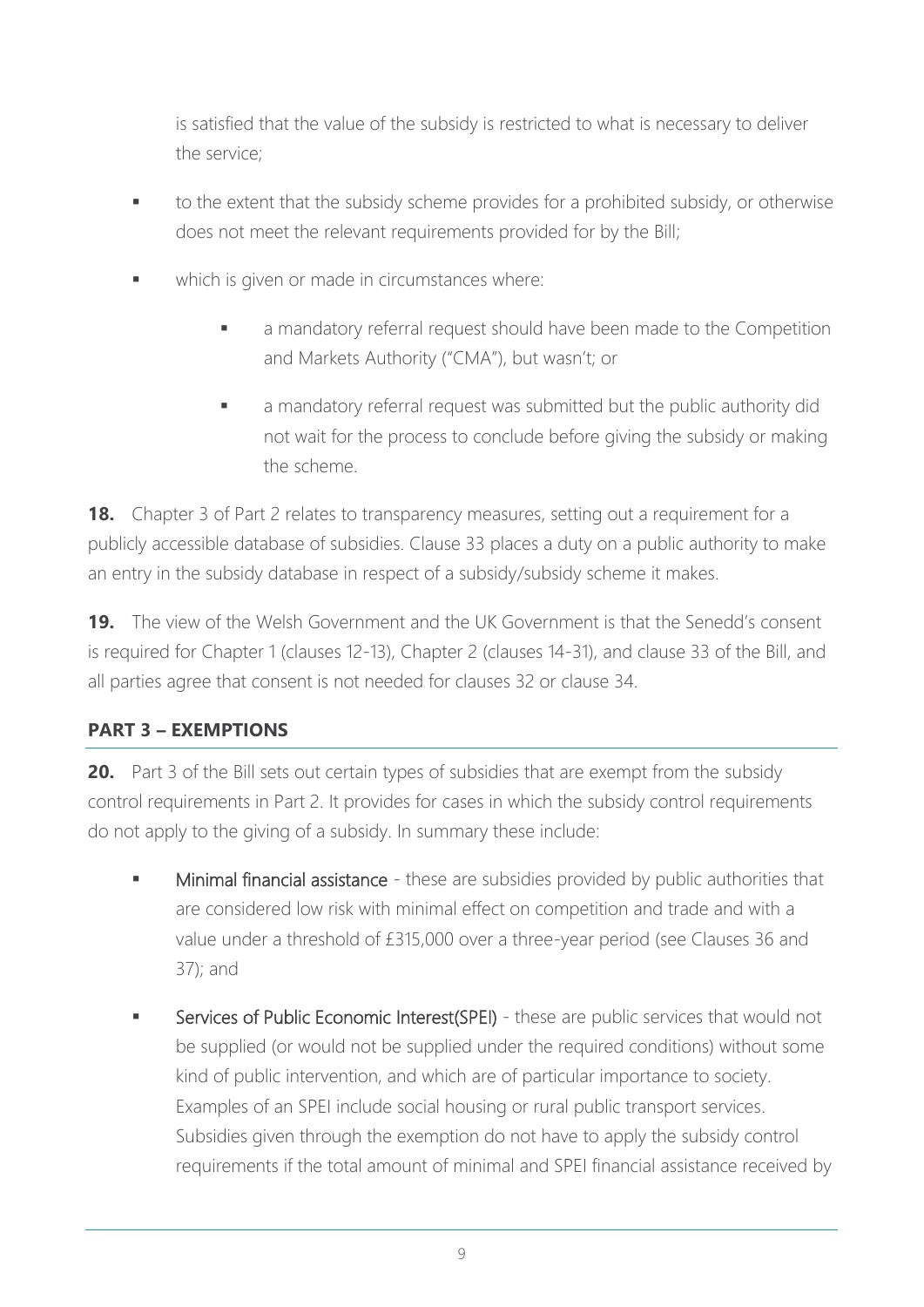is satisfied that the value of the subsidy is restricted to what is necessary to deliver the service;

- to the extent that the subsidy scheme provides for a prohibited subsidy, or otherwise does not meet the relevant requirements provided for by the Bill;
- which is given or made in circumstances where:
    - a mandatory referral request should have been made to the Competition and Markets Authority ("CMA"), but wasn't; or
    - a mandatory referral request was submitted but the public authority did not wait for the process to conclude before giving the subsidy or making the scheme.

**18.** Chapter 3 of Part 2 relates to transparency measures, setting out a requirement for a publicly accessible database of subsidies. Clause 33 places a duty on a public authority to make an entry in the subsidy database in respect of a subsidy/subsidy scheme it makes.

**19.** The view of the Welsh Government and the UK Government is that the Senedd's consent is required for Chapter 1 (clauses 12-13), Chapter 2 (clauses 14-31), and clause 33 of the Bill, and all parties agree that consent is not needed for clauses 32 or clause 34.

## PART 3 – EXEMPTIONS

**20.** Part 3 of the Bill sets out certain types of subsidies that are exempt from the subsidy control requirements in Part 2. It provides for cases in which the subsidy control requirements do not apply to the giving of a subsidy. In summary these include:

- Minimal financial assistance - these are subsidies provided by public authorities that are considered low risk with minimal effect on competition and trade and with a value under a threshold of £315,000 over a three-year period (see Clauses 36 and 37); and
- Services of Public Economic Interest(SPEI) - these are public services that would not be supplied (or would not be supplied under the required conditions) without some kind of public intervention, and which are of particular importance to society. Examples of an SPEI include social housing or rural public transport services. Subsidies given through the exemption do not have to apply the subsidy control requirements if the total amount of minimal and SPEI financial assistance received by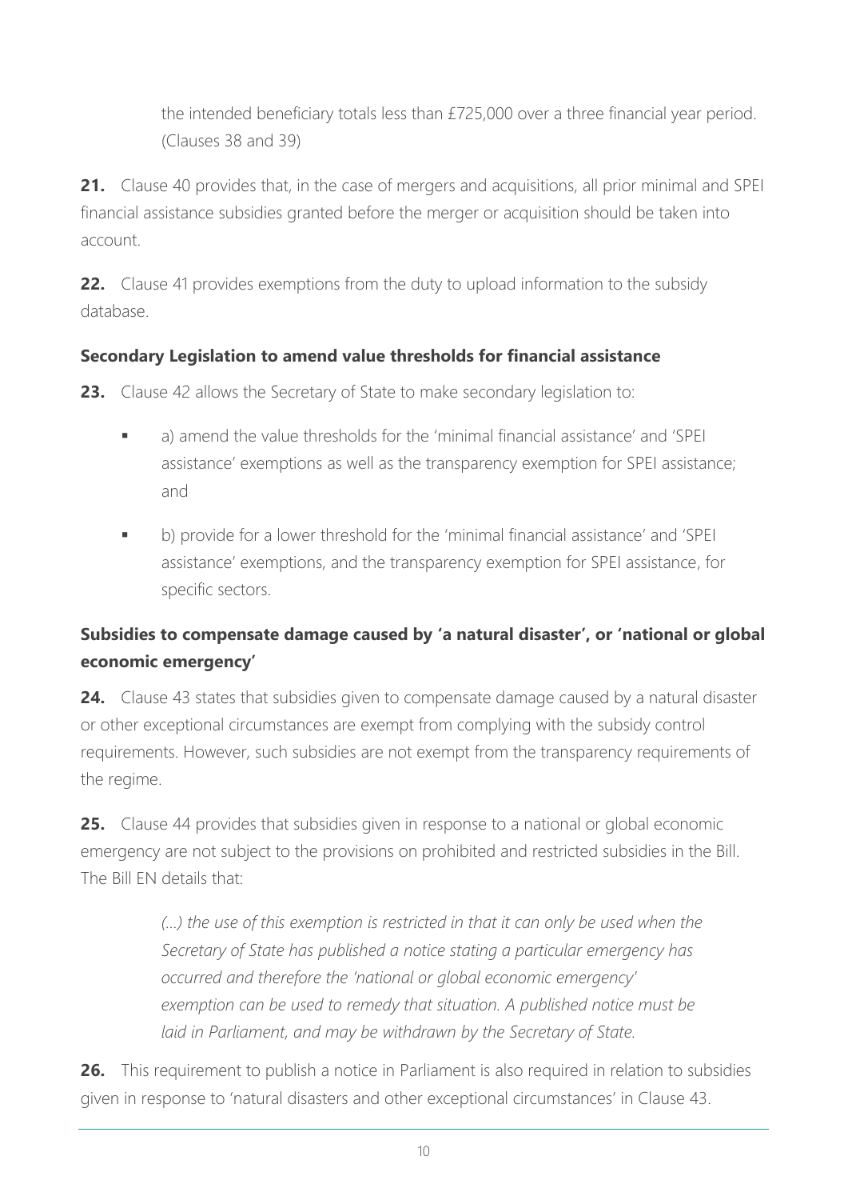the intended beneficiary totals less than £725,000 over a three financial year period. (Clauses 38 and 39)

**21.** Clause 40 provides that, in the case of mergers and acquisitions, all prior minimal and SPEI financial assistance subsidies granted before the merger or acquisition should be taken into account.

**22.** Clause 41 provides exemptions from the duty to upload information to the subsidy database.

### Secondary Legislation to amend value thresholds for financial assistance

**23.** Clause 42 allows the Secretary of State to make secondary legislation to:

- a) amend the value thresholds for the 'minimal financial assistance' and 'SPEI assistance' exemptions as well as the transparency exemption for SPEI assistance; and
- b) provide for a lower threshold for the 'minimal financial assistance' and 'SPEI assistance' exemptions, and the transparency exemption for SPEI assistance, for specific sectors.

### Subsidies to compensate damage caused by 'a natural disaster', or 'national or global economic emergency'

**24.** Clause 43 states that subsidies given to compensate damage caused by a natural disaster or other exceptional circumstances are exempt from complying with the subsidy control requirements. However, such subsidies are not exempt from the transparency requirements of the regime.

**25.** Clause 44 provides that subsidies given in response to a national or global economic emergency are not subject to the provisions on prohibited and restricted subsidies in the Bill. The Bill EN details that:

> *(…) the use of this exemption is restricted in that it can only be used when the Secretary of State has published a notice stating a particular emergency has occurred and therefore the 'national or global economic emergency' exemption can be used to remedy that situation. A published notice must be laid in Parliament, and may be withdrawn by the Secretary of State.*

**26.** This requirement to publish a notice in Parliament is also required in relation to subsidies given in response to 'natural disasters and other exceptional circumstances' in Clause 43.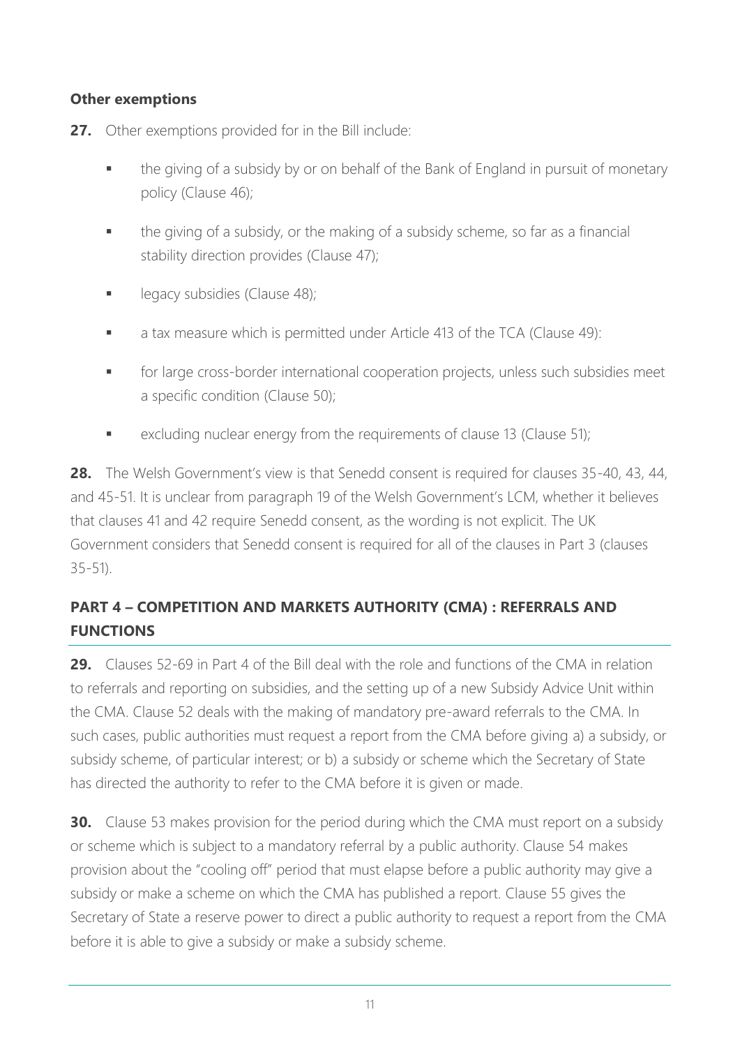### Other exemptions

**27.** Other exemptions provided for in the Bill include:

- the giving of a subsidy by or on behalf of the Bank of England in pursuit of monetary policy (Clause 46);
- the giving of a subsidy, or the making of a subsidy scheme, so far as a financial stability direction provides (Clause 47);
- legacy subsidies (Clause 48);
- a tax measure which is permitted under Article 413 of the TCA (Clause 49):
- for large cross-border international cooperation projects, unless such subsidies meet a specific condition (Clause 50);
- excluding nuclear energy from the requirements of clause 13 (Clause 51);

**28.** The Welsh Government's view is that Senedd consent is required for clauses 35-40, 43, 44, and 45-51. It is unclear from paragraph 19 of the Welsh Government's LCM, whether it believes that clauses 41 and 42 require Senedd consent, as the wording is not explicit. The UK Government considers that Senedd consent is required for all of the clauses in Part 3 (clauses 35-51).

## PART 4 – COMPETITION AND MARKETS AUTHORITY (CMA) : REFERRALS AND FUNCTIONS

**29.** Clauses 52-69 in Part 4 of the Bill deal with the role and functions of the CMA in relation to referrals and reporting on subsidies, and the setting up of a new Subsidy Advice Unit within the CMA. Clause 52 deals with the making of mandatory pre-award referrals to the CMA. In such cases, public authorities must request a report from the CMA before giving a) a subsidy, or subsidy scheme, of particular interest; or b) a subsidy or scheme which the Secretary of State has directed the authority to refer to the CMA before it is given or made.

**30.** Clause 53 makes provision for the period during which the CMA must report on a subsidy or scheme which is subject to a mandatory referral by a public authority. Clause 54 makes provision about the "cooling off" period that must elapse before a public authority may give a subsidy or make a scheme on which the CMA has published a report. Clause 55 gives the Secretary of State a reserve power to direct a public authority to request a report from the CMA before it is able to give a subsidy or make a subsidy scheme.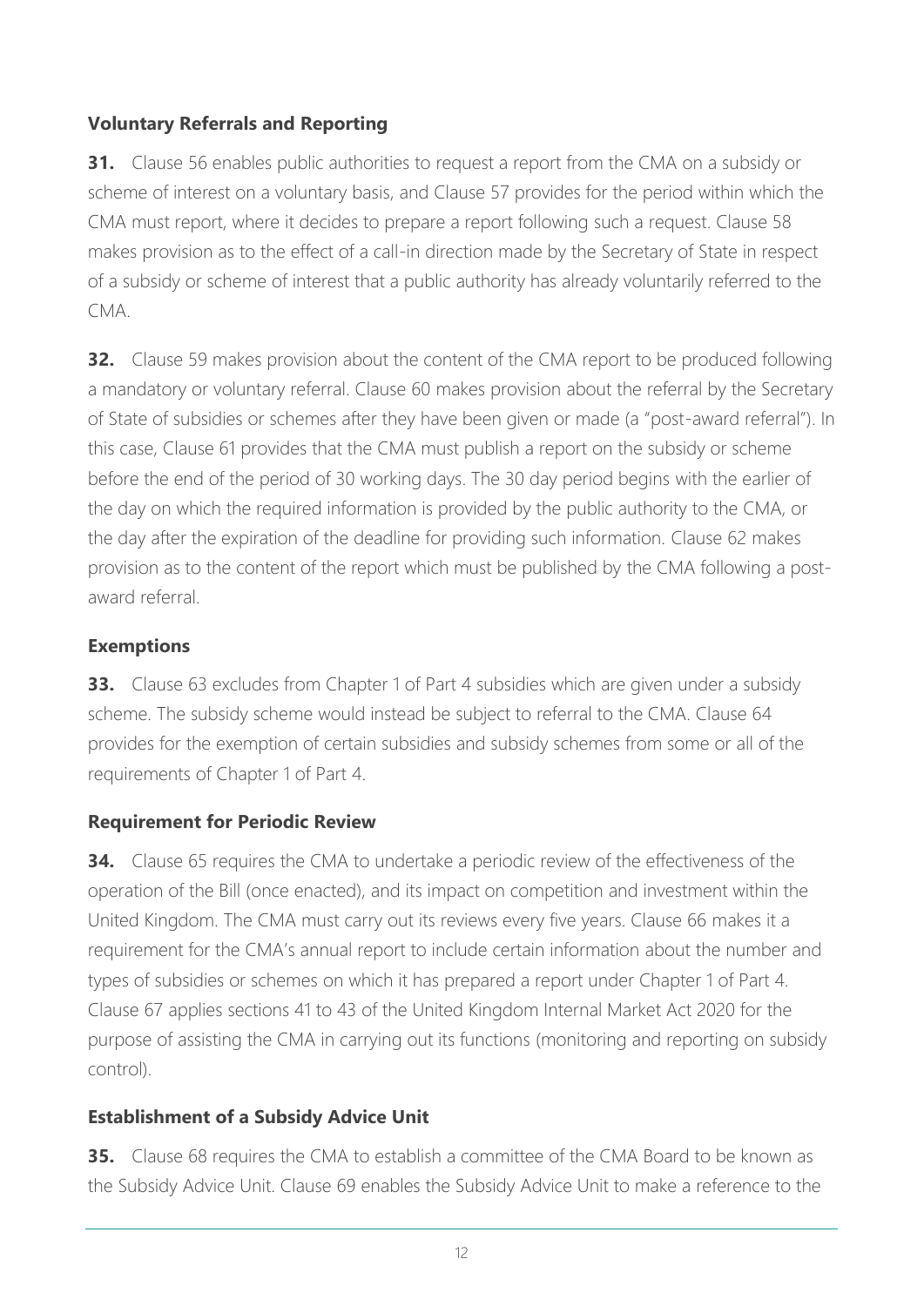### Voluntary Referrals and Reporting

**31.** Clause 56 enables public authorities to request a report from the CMA on a subsidy or scheme of interest on a voluntary basis, and Clause 57 provides for the period within which the CMA must report, where it decides to prepare a report following such a request. Clause 58 makes provision as to the effect of a call-in direction made by the Secretary of State in respect of a subsidy or scheme of interest that a public authority has already voluntarily referred to the CMA.

**32.** Clause 59 makes provision about the content of the CMA report to be produced following a mandatory or voluntary referral. Clause 60 makes provision about the referral by the Secretary of State of subsidies or schemes after they have been given or made (a "post-award referral"). In this case, Clause 61 provides that the CMA must publish a report on the subsidy or scheme before the end of the period of 30 working days. The 30 day period begins with the earlier of the day on which the required information is provided by the public authority to the CMA, or the day after the expiration of the deadline for providing such information. Clause 62 makes provision as to the content of the report which must be published by the CMA following a post-award referral.

### Exemptions

**33.** Clause 63 excludes from Chapter 1 of Part 4 subsidies which are given under a subsidy scheme. The subsidy scheme would instead be subject to referral to the CMA. Clause 64 provides for the exemption of certain subsidies and subsidy schemes from some or all of the requirements of Chapter 1 of Part 4.

### Requirement for Periodic Review

**34.** Clause 65 requires the CMA to undertake a periodic review of the effectiveness of the operation of the Bill (once enacted), and its impact on competition and investment within the United Kingdom. The CMA must carry out its reviews every five years. Clause 66 makes it a requirement for the CMA's annual report to include certain information about the number and types of subsidies or schemes on which it has prepared a report under Chapter 1 of Part 4. Clause 67 applies sections 41 to 43 of the United Kingdom Internal Market Act 2020 for the purpose of assisting the CMA in carrying out its functions (monitoring and reporting on subsidy control).

### Establishment of a Subsidy Advice Unit

**35.** Clause 68 requires the CMA to establish a committee of the CMA Board to be known as the Subsidy Advice Unit. Clause 69 enables the Subsidy Advice Unit to make a reference to the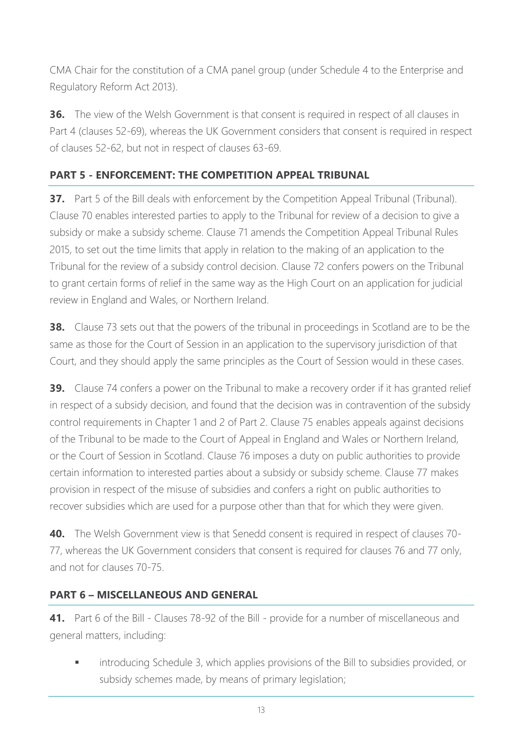CMA Chair for the constitution of a CMA panel group (under Schedule 4 to the Enterprise and Regulatory Reform Act 2013).

**36.** The view of the Welsh Government is that consent is required in respect of all clauses in Part 4 (clauses 52-69), whereas the UK Government considers that consent is required in respect of clauses 52-62, but not in respect of clauses 63-69.

## PART 5 - ENFORCEMENT: THE COMPETITION APPEAL TRIBUNAL

**37.** Part 5 of the Bill deals with enforcement by the Competition Appeal Tribunal (Tribunal). Clause 70 enables interested parties to apply to the Tribunal for review of a decision to give a subsidy or make a subsidy scheme. Clause 71 amends the Competition Appeal Tribunal Rules 2015, to set out the time limits that apply in relation to the making of an application to the Tribunal for the review of a subsidy control decision. Clause 72 confers powers on the Tribunal to grant certain forms of relief in the same way as the High Court on an application for judicial review in England and Wales, or Northern Ireland.

**38.** Clause 73 sets out that the powers of the tribunal in proceedings in Scotland are to be the same as those for the Court of Session in an application to the supervisory jurisdiction of that Court, and they should apply the same principles as the Court of Session would in these cases.

**39.** Clause 74 confers a power on the Tribunal to make a recovery order if it has granted relief in respect of a subsidy decision, and found that the decision was in contravention of the subsidy control requirements in Chapter 1 and 2 of Part 2. Clause 75 enables appeals against decisions of the Tribunal to be made to the Court of Appeal in England and Wales or Northern Ireland, or the Court of Session in Scotland. Clause 76 imposes a duty on public authorities to provide certain information to interested parties about a subsidy or subsidy scheme. Clause 77 makes provision in respect of the misuse of subsidies and confers a right on public authorities to recover subsidies which are used for a purpose other than that for which they were given.

**40.** The Welsh Government view is that Senedd consent is required in respect of clauses 70-77, whereas the UK Government considers that consent is required for clauses 76 and 77 only, and not for clauses 70-75.

## PART 6 – MISCELLANEOUS AND GENERAL

**41.** Part 6 of the Bill - Clauses 78-92 of the Bill - provide for a number of miscellaneous and general matters, including:

- introducing Schedule 3, which applies provisions of the Bill to subsidies provided, or subsidy schemes made, by means of primary legislation;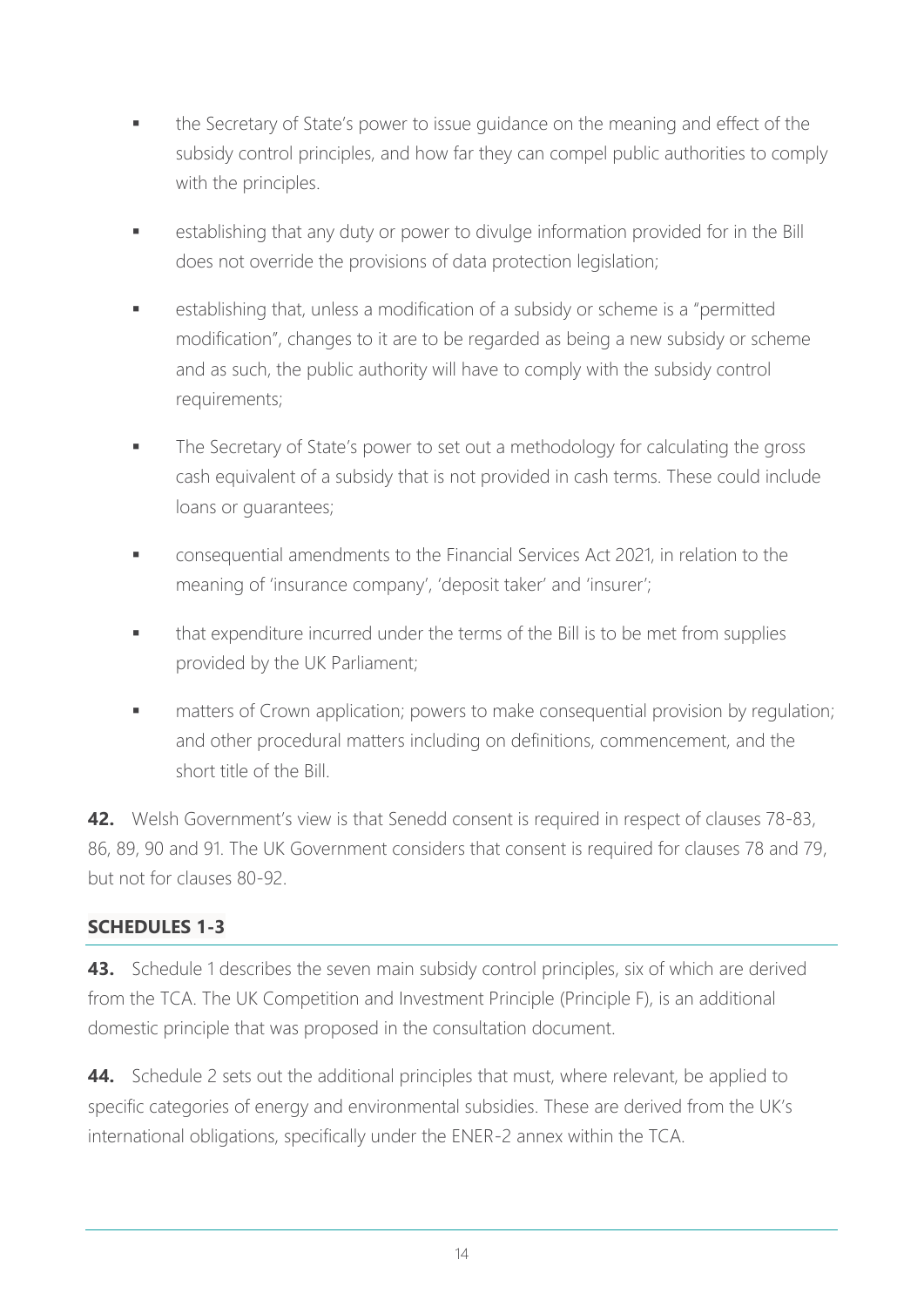- the Secretary of State's power to issue guidance on the meaning and effect of the subsidy control principles, and how far they can compel public authorities to comply with the principles.
- establishing that any duty or power to divulge information provided for in the Bill does not override the provisions of data protection legislation;
- establishing that, unless a modification of a subsidy or scheme is a "permitted modification", changes to it are to be regarded as being a new subsidy or scheme and as such, the public authority will have to comply with the subsidy control requirements;
- The Secretary of State's power to set out a methodology for calculating the gross cash equivalent of a subsidy that is not provided in cash terms. These could include loans or guarantees;
- consequential amendments to the Financial Services Act 2021, in relation to the meaning of 'insurance company', 'deposit taker' and 'insurer';
- that expenditure incurred under the terms of the Bill is to be met from supplies provided by the UK Parliament;
- matters of Crown application; powers to make consequential provision by regulation; and other procedural matters including on definitions, commencement, and the short title of the Bill.

**42.** Welsh Government's view is that Senedd consent is required in respect of clauses 78-83, 86, 89, 90 and 91. The UK Government considers that consent is required for clauses 78 and 79, but not for clauses 80-92.

## SCHEDULES 1-3

**43.** Schedule 1 describes the seven main subsidy control principles, six of which are derived from the TCA. The UK Competition and Investment Principle (Principle F), is an additional domestic principle that was proposed in the consultation document.

**44.** Schedule 2 sets out the additional principles that must, where relevant, be applied to specific categories of energy and environmental subsidies. These are derived from the UK's international obligations, specifically under the ENER-2 annex within the TCA.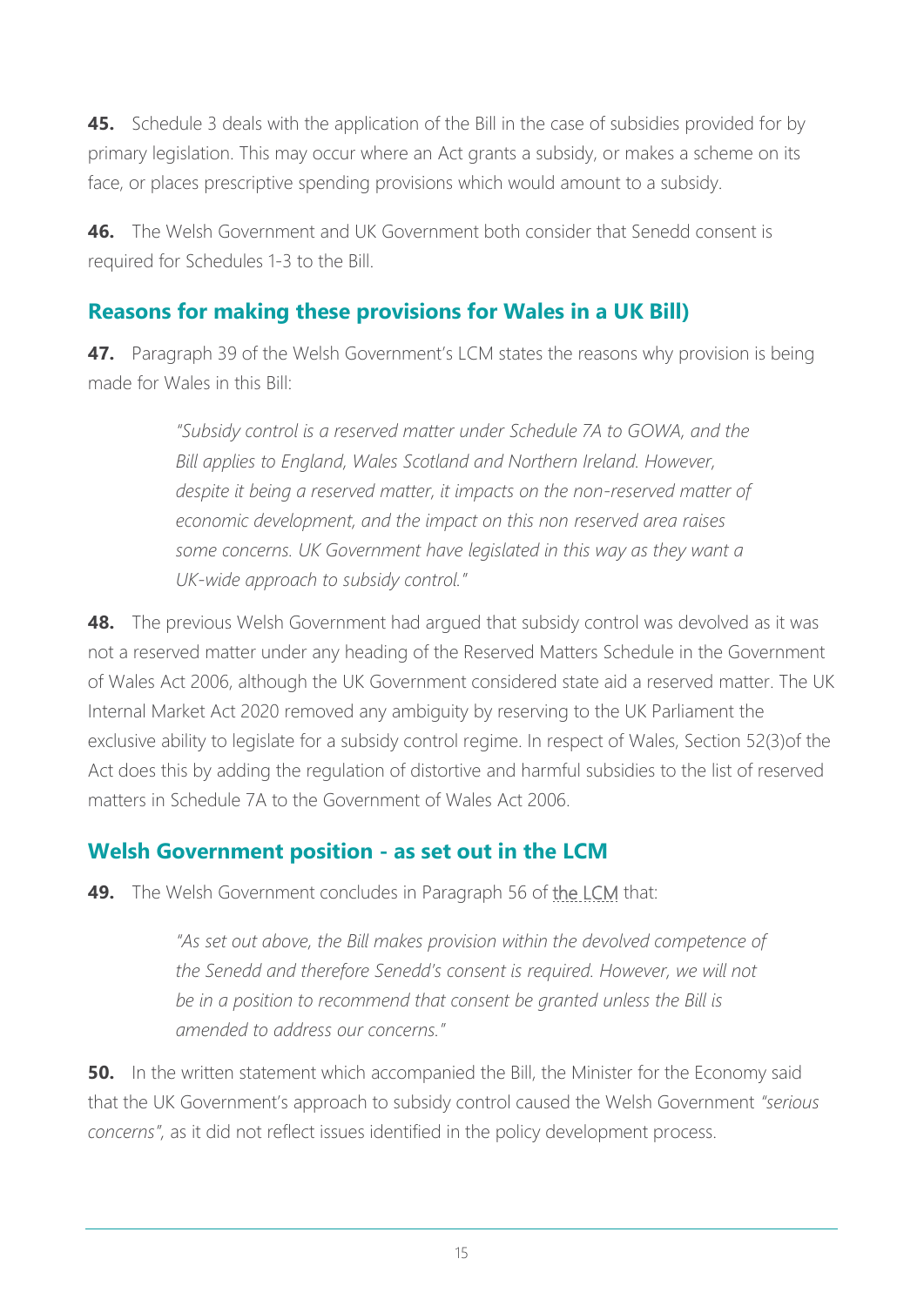**45.** Schedule 3 deals with the application of the Bill in the case of subsidies provided for by primary legislation. This may occur where an Act grants a subsidy, or makes a scheme on its face, or places prescriptive spending provisions which would amount to a subsidy.

**46.** The Welsh Government and UK Government both consider that Senedd consent is required for Schedules 1-3 to the Bill.

## Reasons for making these provisions for Wales in a UK Bill)

**47.** Paragraph 39 of the Welsh Government's LCM states the reasons why provision is being made for Wales in this Bill:

> *"Subsidy control is a reserved matter under Schedule 7A to GOWA, and the Bill applies to England, Wales Scotland and Northern Ireland. However, despite it being a reserved matter, it impacts on the non-reserved matter of economic development, and the impact on this non reserved area raises some concerns. UK Government have legislated in this way as they want a UK-wide approach to subsidy control."*

**48.** The previous Welsh Government had argued that subsidy control was devolved as it was not a reserved matter under any heading of the Reserved Matters Schedule in the Government of Wales Act 2006, although the UK Government considered state aid a reserved matter. The UK Internal Market Act 2020 removed any ambiguity by reserving to the UK Parliament the exclusive ability to legislate for a subsidy control regime. In respect of Wales, Section 52(3)of the Act does this by adding the regulation of distortive and harmful subsidies to the list of reserved matters in Schedule 7A to the Government of Wales Act 2006.

## Welsh Government position - as set out in the LCM

**49.** The Welsh Government concludes in Paragraph 56 of the LCM that:

> *"As set out above, the Bill makes provision within the devolved competence of the Senedd and therefore Senedd's consent is required. However, we will not be in a position to recommend that consent be granted unless the Bill is amended to address our concerns."*

**50.** In the written statement which accompanied the Bill, the Minister for the Economy said that the UK Government's approach to subsidy control caused the Welsh Government *"serious concerns"*, as it did not reflect issues identified in the policy development process.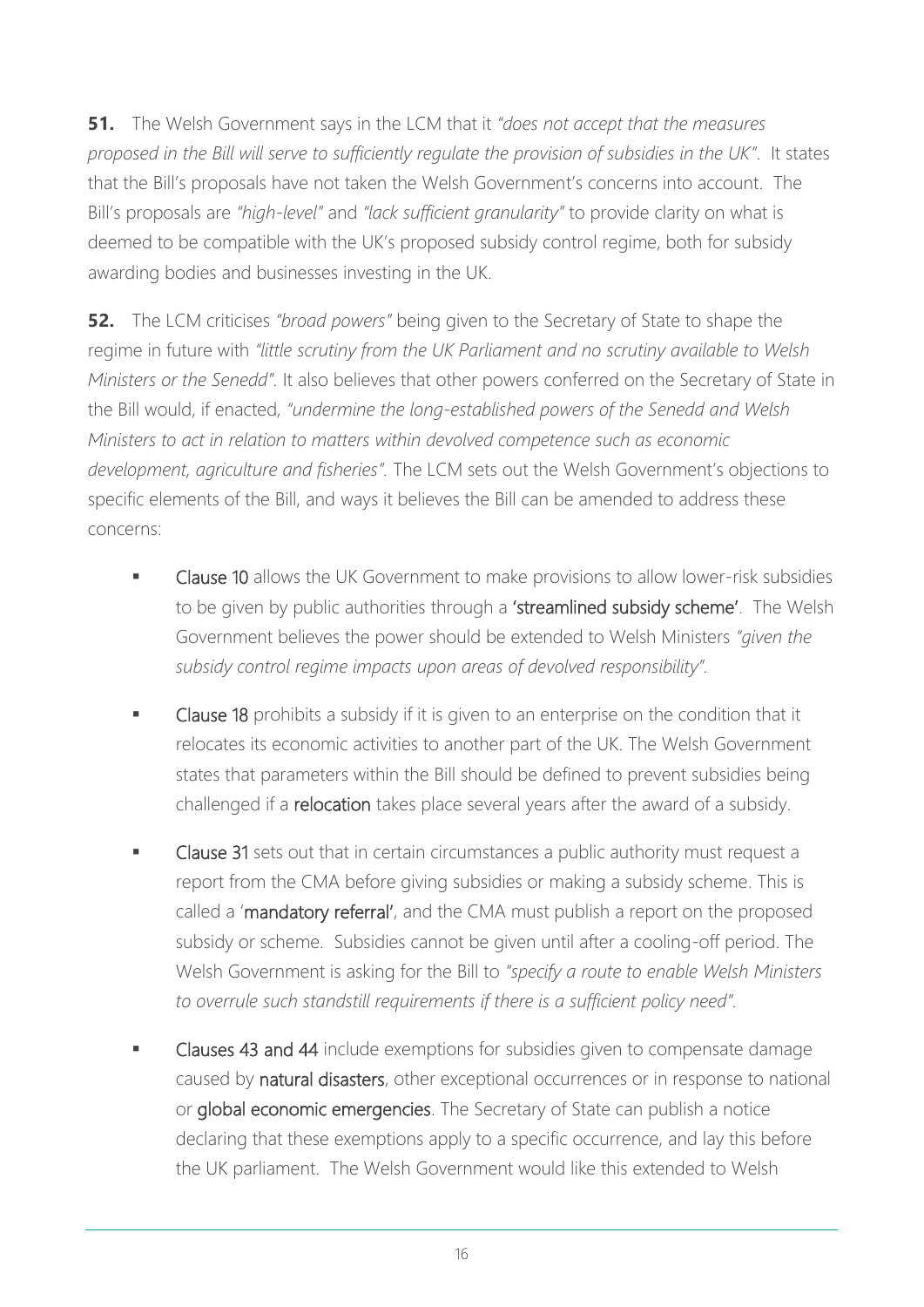**51.** The Welsh Government says in the LCM that it *"does not accept that the measures proposed in the Bill will serve to sufficiently regulate the provision of subsidies in the UK"*. It states that the Bill's proposals have not taken the Welsh Government's concerns into account. The Bill's proposals are *"high-level"* and *"lack sufficient granularity"* to provide clarity on what is deemed to be compatible with the UK's proposed subsidy control regime, both for subsidy awarding bodies and businesses investing in the UK.

**52.** The LCM criticises *"broad powers"* being given to the Secretary of State to shape the regime in future with *"little scrutiny from the UK Parliament and no scrutiny available to Welsh Ministers or the Senedd"*. It also believes that other powers conferred on the Secretary of State in the Bill would, if enacted, *"undermine the long-established powers of the Senedd and Welsh Ministers to act in relation to matters within devolved competence such as economic development, agriculture and fisheries"*. The LCM sets out the Welsh Government's objections to specific elements of the Bill, and ways it believes the Bill can be amended to address these concerns:

- **Clause 10** allows the UK Government to make provisions to allow lower-risk subsidies to be given by public authorities through a **'streamlined subsidy scheme'**. The Welsh Government believes the power should be extended to Welsh Ministers *"given the subsidy control regime impacts upon areas of devolved responsibility"*.
- **Clause 18** prohibits a subsidy if it is given to an enterprise on the condition that it relocates its economic activities to another part of the UK. The Welsh Government states that parameters within the Bill should be defined to prevent subsidies being challenged if a **relocation** takes place several years after the award of a subsidy.
- **Clause 31** sets out that in certain circumstances a public authority must request a report from the CMA before giving subsidies or making a subsidy scheme. This is called a '**mandatory referral**', and the CMA must publish a report on the proposed subsidy or scheme. Subsidies cannot be given until after a cooling-off period. The Welsh Government is asking for the Bill to *"specify a route to enable Welsh Ministers to overrule such standstill requirements if there is a sufficient policy need"*.
- **Clauses 43 and 44** include exemptions for subsidies given to compensate damage caused by **natural disasters**, other exceptional occurrences or in response to national or **global economic emergencies**. The Secretary of State can publish a notice declaring that these exemptions apply to a specific occurrence, and lay this before the UK parliament. The Welsh Government would like this extended to Welsh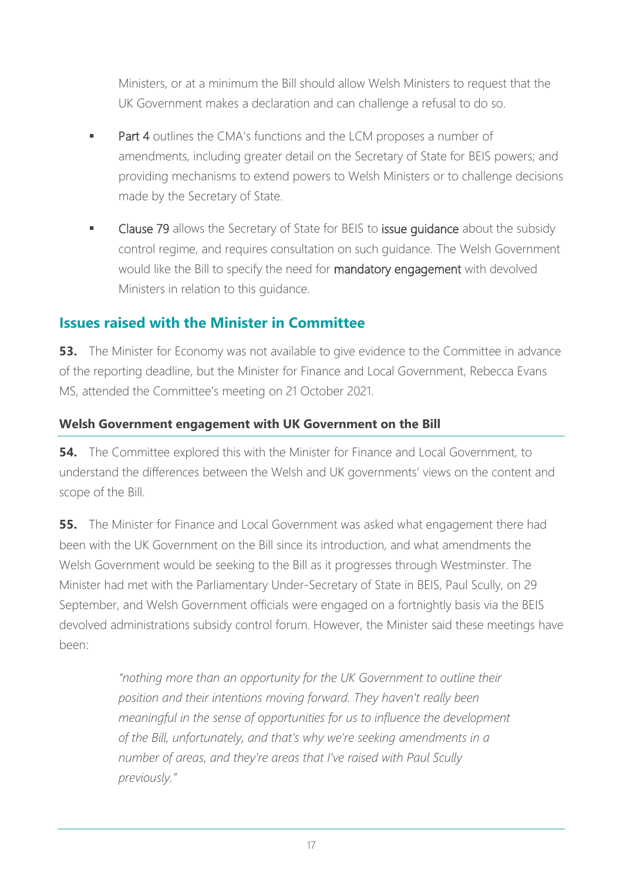Ministers, or at a minimum the Bill should allow Welsh Ministers to request that the UK Government makes a declaration and can challenge a refusal to do so.

- Part 4 outlines the CMA's functions and the LCM proposes a number of amendments, including greater detail on the Secretary of State for BEIS powers; and providing mechanisms to extend powers to Welsh Ministers or to challenge decisions made by the Secretary of State.
- Clause 79 allows the Secretary of State for BEIS to issue guidance about the subsidy control regime, and requires consultation on such guidance. The Welsh Government would like the Bill to specify the need for mandatory engagement with devolved Ministers in relation to this guidance.

## Issues raised with the Minister in Committee

**53.** The Minister for Economy was not available to give evidence to the Committee in advance of the reporting deadline, but the Minister for Finance and Local Government, Rebecca Evans MS, attended the Committee's meeting on 21 October 2021.

### Welsh Government engagement with UK Government on the Bill

**54.** The Committee explored this with the Minister for Finance and Local Government, to understand the differences between the Welsh and UK governments' views on the content and scope of the Bill.

**55.** The Minister for Finance and Local Government was asked what engagement there had been with the UK Government on the Bill since its introduction, and what amendments the Welsh Government would be seeking to the Bill as it progresses through Westminster. The Minister had met with the Parliamentary Under-Secretary of State in BEIS, Paul Scully, on 29 September, and Welsh Government officials were engaged on a fortnightly basis via the BEIS devolved administrations subsidy control forum. However, the Minister said these meetings have been:

> *"nothing more than an opportunity for the UK Government to outline their position and their intentions moving forward. They haven't really been meaningful in the sense of opportunities for us to influence the development of the Bill, unfortunately, and that's why we're seeking amendments in a number of areas, and they're areas that I've raised with Paul Scully previously."*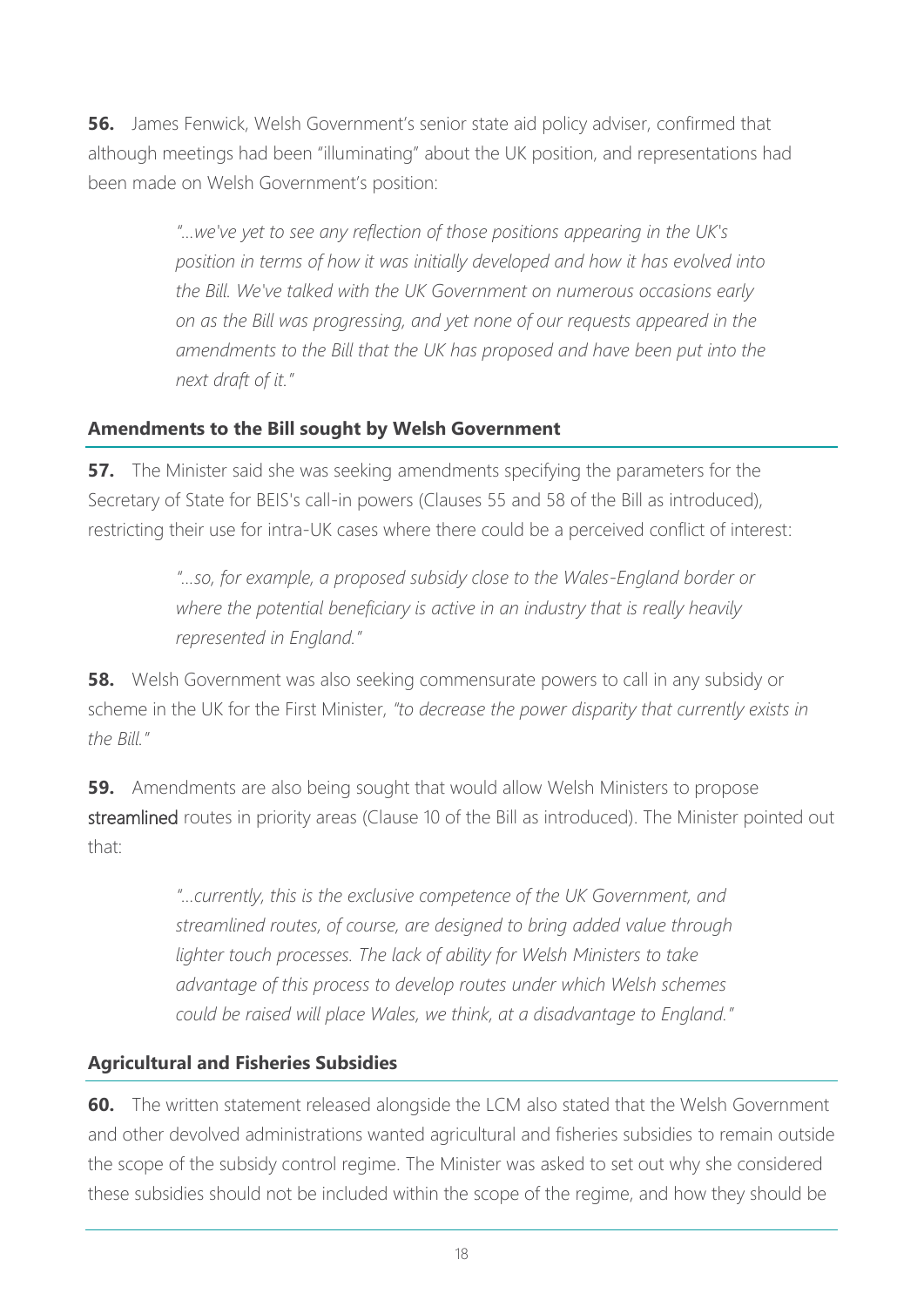**56.** James Fenwick, Welsh Government's senior state aid policy adviser, confirmed that although meetings had been "illuminating" about the UK position, and representations had been made on Welsh Government's position:

> *"…we've yet to see any reflection of those positions appearing in the UK's position in terms of how it was initially developed and how it has evolved into the Bill. We've talked with the UK Government on numerous occasions early on as the Bill was progressing, and yet none of our requests appeared in the amendments to the Bill that the UK has proposed and have been put into the next draft of it."*

### Amendments to the Bill sought by Welsh Government

**57.** The Minister said she was seeking amendments specifying the parameters for the Secretary of State for BEIS's call-in powers (Clauses 55 and 58 of the Bill as introduced), restricting their use for intra-UK cases where there could be a perceived conflict of interest:

> *"…so, for example, a proposed subsidy close to the Wales-England border or where the potential beneficiary is active in an industry that is really heavily represented in England."*

**58.** Welsh Government was also seeking commensurate powers to call in any subsidy or scheme in the UK for the First Minister, *"to decrease the power disparity that currently exists in the Bill."*

**59.** Amendments are also being sought that would allow Welsh Ministers to propose streamlined routes in priority areas (Clause 10 of the Bill as introduced). The Minister pointed out that:

> *"…currently, this is the exclusive competence of the UK Government, and streamlined routes, of course, are designed to bring added value through lighter touch processes. The lack of ability for Welsh Ministers to take advantage of this process to develop routes under which Welsh schemes could be raised will place Wales, we think, at a disadvantage to England."*

### Agricultural and Fisheries Subsidies

**60.** The written statement released alongside the LCM also stated that the Welsh Government and other devolved administrations wanted agricultural and fisheries subsidies to remain outside the scope of the subsidy control regime. The Minister was asked to set out why she considered these subsidies should not be included within the scope of the regime, and how they should be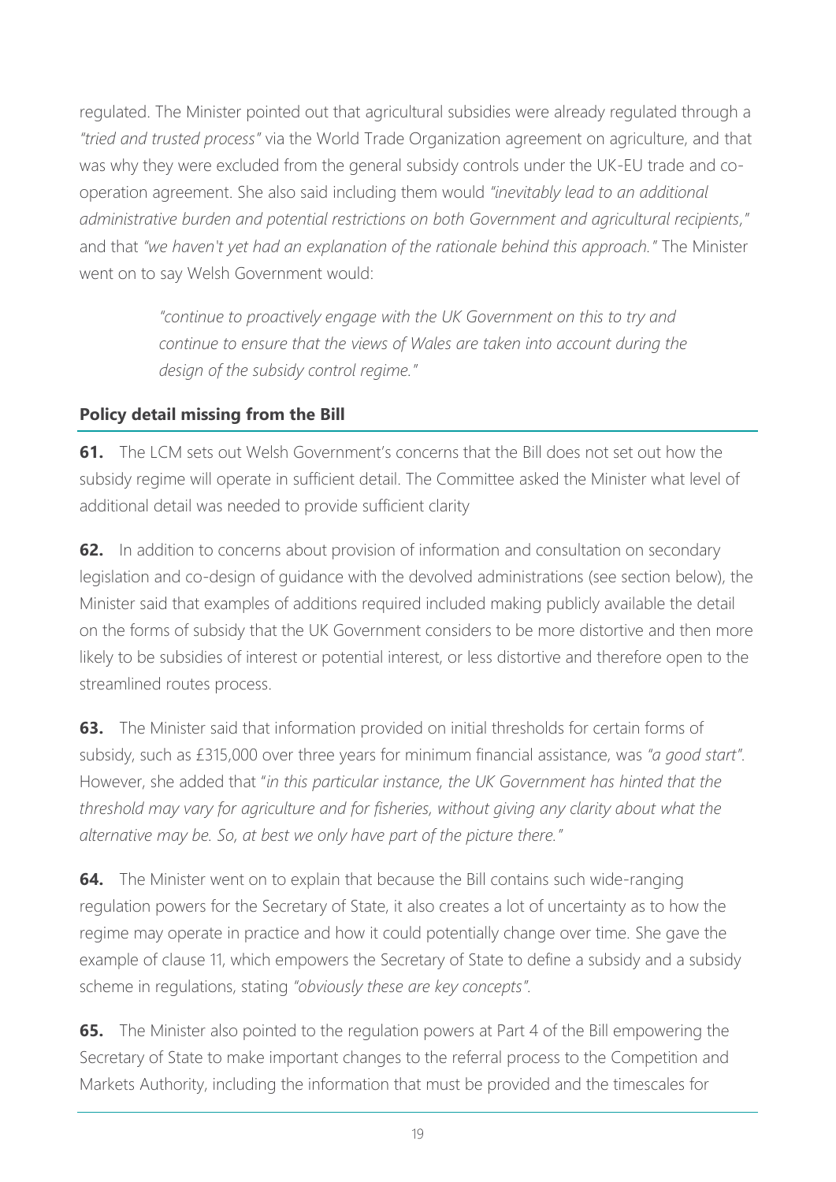regulated. The Minister pointed out that agricultural subsidies were already regulated through a *"tried and trusted process"* via the World Trade Organization agreement on agriculture, and that was why they were excluded from the general subsidy controls under the UK-EU trade and co-operation agreement. She also said including them would *"inevitably lead to an additional administrative burden and potential restrictions on both Government and agricultural recipients,"* and that *"we haven't yet had an explanation of the rationale behind this approach."* The Minister went on to say Welsh Government would:

> *"continue to proactively engage with the UK Government on this to try and continue to ensure that the views of Wales are taken into account during the design of the subsidy control regime."*

### Policy detail missing from the Bill

**61.** The LCM sets out Welsh Government's concerns that the Bill does not set out how the subsidy regime will operate in sufficient detail. The Committee asked the Minister what level of additional detail was needed to provide sufficient clarity

**62.** In addition to concerns about provision of information and consultation on secondary legislation and co-design of guidance with the devolved administrations (see section below), the Minister said that examples of additions required included making publicly available the detail on the forms of subsidy that the UK Government considers to be more distortive and then more likely to be subsidies of interest or potential interest, or less distortive and therefore open to the streamlined routes process.

**63.** The Minister said that information provided on initial thresholds for certain forms of subsidy, such as £315,000 over three years for minimum financial assistance, was *"a good start"*. However, she added that "*in this particular instance, the UK Government has hinted that the threshold may vary for agriculture and for fisheries, without giving any clarity about what the alternative may be. So, at best we only have part of the picture there."*

**64.** The Minister went on to explain that because the Bill contains such wide-ranging regulation powers for the Secretary of State, it also creates a lot of uncertainty as to how the regime may operate in practice and how it could potentially change over time. She gave the example of clause 11, which empowers the Secretary of State to define a subsidy and a subsidy scheme in regulations, stating *"obviously these are key concepts"*.

**65.** The Minister also pointed to the regulation powers at Part 4 of the Bill empowering the Secretary of State to make important changes to the referral process to the Competition and Markets Authority, including the information that must be provided and the timescales for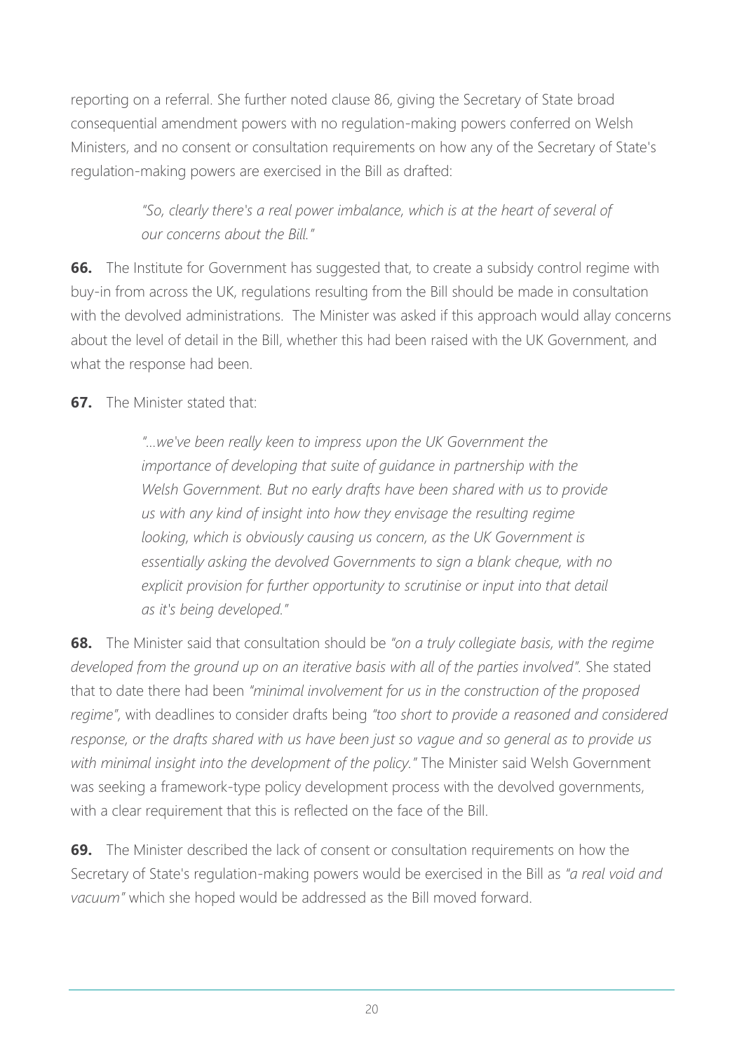reporting on a referral. She further noted clause 86, giving the Secretary of State broad consequential amendment powers with no regulation-making powers conferred on Welsh Ministers, and no consent or consultation requirements on how any of the Secretary of State's regulation-making powers are exercised in the Bill as drafted:

> *"So, clearly there's a real power imbalance, which is at the heart of several of our concerns about the Bill."*

**66.** The Institute for Government has suggested that, to create a subsidy control regime with buy-in from across the UK, regulations resulting from the Bill should be made in consultation with the devolved administrations. The Minister was asked if this approach would allay concerns about the level of detail in the Bill, whether this had been raised with the UK Government, and what the response had been.

**67.** The Minister stated that:

> *"…we've been really keen to impress upon the UK Government the importance of developing that suite of guidance in partnership with the Welsh Government. But no early drafts have been shared with us to provide us with any kind of insight into how they envisage the resulting regime looking, which is obviously causing us concern, as the UK Government is essentially asking the devolved Governments to sign a blank cheque, with no explicit provision for further opportunity to scrutinise or input into that detail as it's being developed."*

**68.** The Minister said that consultation should be *"on a truly collegiate basis, with the regime developed from the ground up on an iterative basis with all of the parties involved".* She stated that to date there had been *"minimal involvement for us in the construction of the proposed regime"*, with deadlines to consider drafts being *"too short to provide a reasoned and considered response, or the drafts shared with us have been just so vague and so general as to provide us with minimal insight into the development of the policy."* The Minister said Welsh Government was seeking a framework-type policy development process with the devolved governments, with a clear requirement that this is reflected on the face of the Bill.

**69.** The Minister described the lack of consent or consultation requirements on how the Secretary of State's regulation-making powers would be exercised in the Bill as *"a real void and vacuum"* which she hoped would be addressed as the Bill moved forward.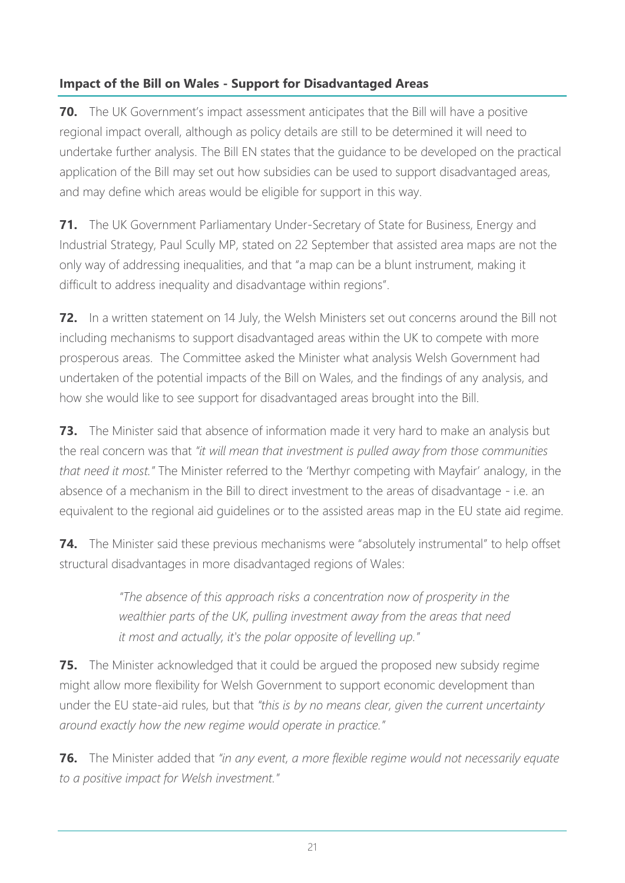## Impact of the Bill on Wales - Support for Disadvantaged Areas

**70.** The UK Government's impact assessment anticipates that the Bill will have a positive regional impact overall, although as policy details are still to be determined it will need to undertake further analysis. The Bill EN states that the guidance to be developed on the practical application of the Bill may set out how subsidies can be used to support disadvantaged areas, and may define which areas would be eligible for support in this way.

**71.** The UK Government Parliamentary Under-Secretary of State for Business, Energy and Industrial Strategy, Paul Scully MP, stated on 22 September that assisted area maps are not the only way of addressing inequalities, and that "a map can be a blunt instrument, making it difficult to address inequality and disadvantage within regions".

**72.** In a written statement on 14 July, the Welsh Ministers set out concerns around the Bill not including mechanisms to support disadvantaged areas within the UK to compete with more prosperous areas. The Committee asked the Minister what analysis Welsh Government had undertaken of the potential impacts of the Bill on Wales, and the findings of any analysis, and how she would like to see support for disadvantaged areas brought into the Bill.

**73.** The Minister said that absence of information made it very hard to make an analysis but the real concern was that *"it will mean that investment is pulled away from those communities that need it most."* The Minister referred to the 'Merthyr competing with Mayfair' analogy, in the absence of a mechanism in the Bill to direct investment to the areas of disadvantage - i.e. an equivalent to the regional aid guidelines or to the assisted areas map in the EU state aid regime.

**74.** The Minister said these previous mechanisms were "absolutely instrumental" to help offset structural disadvantages in more disadvantaged regions of Wales:

> *"The absence of this approach risks a concentration now of prosperity in the wealthier parts of the UK, pulling investment away from the areas that need it most and actually, it's the polar opposite of levelling up."*

**75.** The Minister acknowledged that it could be argued the proposed new subsidy regime might allow more flexibility for Welsh Government to support economic development than under the EU state-aid rules, but that *"this is by no means clear, given the current uncertainty around exactly how the new regime would operate in practice."*

**76.** The Minister added that *"in any event, a more flexible regime would not necessarily equate to a positive impact for Welsh investment."*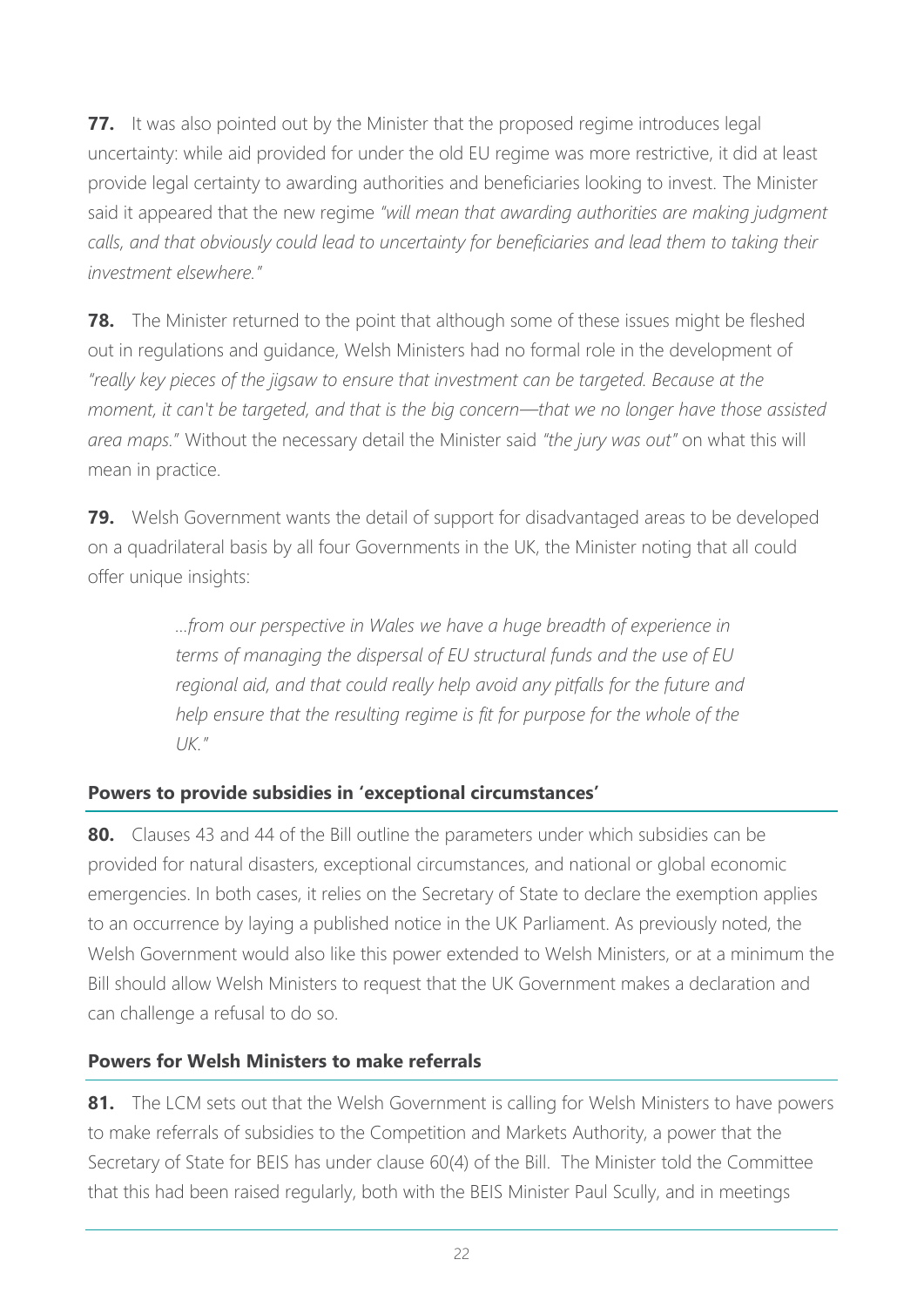**77.** It was also pointed out by the Minister that the proposed regime introduces legal uncertainty: while aid provided for under the old EU regime was more restrictive, it did at least provide legal certainty to awarding authorities and beneficiaries looking to invest. The Minister said it appeared that the new regime *"will mean that awarding authorities are making judgment calls, and that obviously could lead to uncertainty for beneficiaries and lead them to taking their investment elsewhere."*

**78.** The Minister returned to the point that although some of these issues might be fleshed out in regulations and guidance, Welsh Ministers had no formal role in the development of *"really key pieces of the jigsaw to ensure that investment can be targeted. Because at the moment, it can't be targeted, and that is the big concern—that we no longer have those assisted area maps."* Without the necessary detail the Minister said *"the jury was out"* on what this will mean in practice.

**79.** Welsh Government wants the detail of support for disadvantaged areas to be developed on a quadrilateral basis by all four Governments in the UK, the Minister noting that all could offer unique insights:

> *…from our perspective in Wales we have a huge breadth of experience in terms of managing the dispersal of EU structural funds and the use of EU regional aid, and that could really help avoid any pitfalls for the future and help ensure that the resulting regime is fit for purpose for the whole of the UK."*

### Powers to provide subsidies in 'exceptional circumstances'

**80.** Clauses 43 and 44 of the Bill outline the parameters under which subsidies can be provided for natural disasters, exceptional circumstances, and national or global economic emergencies. In both cases, it relies on the Secretary of State to declare the exemption applies to an occurrence by laying a published notice in the UK Parliament. As previously noted, the Welsh Government would also like this power extended to Welsh Ministers, or at a minimum the Bill should allow Welsh Ministers to request that the UK Government makes a declaration and can challenge a refusal to do so.

### Powers for Welsh Ministers to make referrals

**81.** The LCM sets out that the Welsh Government is calling for Welsh Ministers to have powers to make referrals of subsidies to the Competition and Markets Authority, a power that the Secretary of State for BEIS has under clause 60(4) of the Bill. The Minister told the Committee that this had been raised regularly, both with the BEIS Minister Paul Scully, and in meetings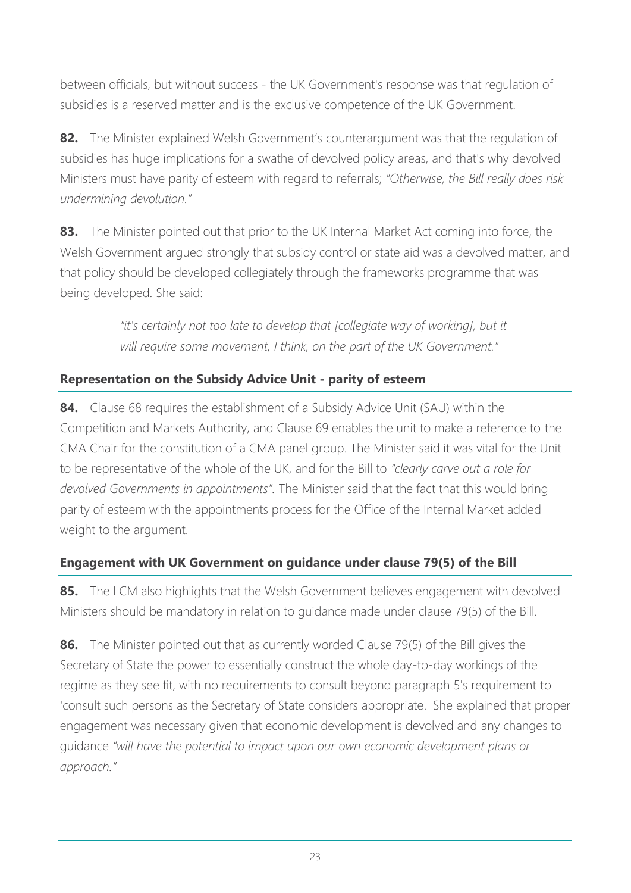between officials, but without success - the UK Government's response was that regulation of subsidies is a reserved matter and is the exclusive competence of the UK Government.

**82.** The Minister explained Welsh Government's counterargument was that the regulation of subsidies has huge implications for a swathe of devolved policy areas, and that's why devolved Ministers must have parity of esteem with regard to referrals; *"Otherwise, the Bill really does risk undermining devolution."*

**83.** The Minister pointed out that prior to the UK Internal Market Act coming into force, the Welsh Government argued strongly that subsidy control or state aid was a devolved matter, and that policy should be developed collegiately through the frameworks programme that was being developed. She said:

> *"it's certainly not too late to develop that [collegiate way of working], but it will require some movement, I think, on the part of the UK Government."*

### Representation on the Subsidy Advice Unit - parity of esteem

**84.** Clause 68 requires the establishment of a Subsidy Advice Unit (SAU) within the Competition and Markets Authority, and Clause 69 enables the unit to make a reference to the CMA Chair for the constitution of a CMA panel group. The Minister said it was vital for the Unit to be representative of the whole of the UK, and for the Bill to *"clearly carve out a role for devolved Governments in appointments".* The Minister said that the fact that this would bring parity of esteem with the appointments process for the Office of the Internal Market added weight to the argument.

### Engagement with UK Government on guidance under clause 79(5) of the Bill

**85.** The LCM also highlights that the Welsh Government believes engagement with devolved Ministers should be mandatory in relation to guidance made under clause 79(5) of the Bill.

**86.** The Minister pointed out that as currently worded Clause 79(5) of the Bill gives the Secretary of State the power to essentially construct the whole day-to-day workings of the regime as they see fit, with no requirements to consult beyond paragraph 5's requirement to 'consult such persons as the Secretary of State considers appropriate.' She explained that proper engagement was necessary given that economic development is devolved and any changes to guidance *"will have the potential to impact upon our own economic development plans or approach."*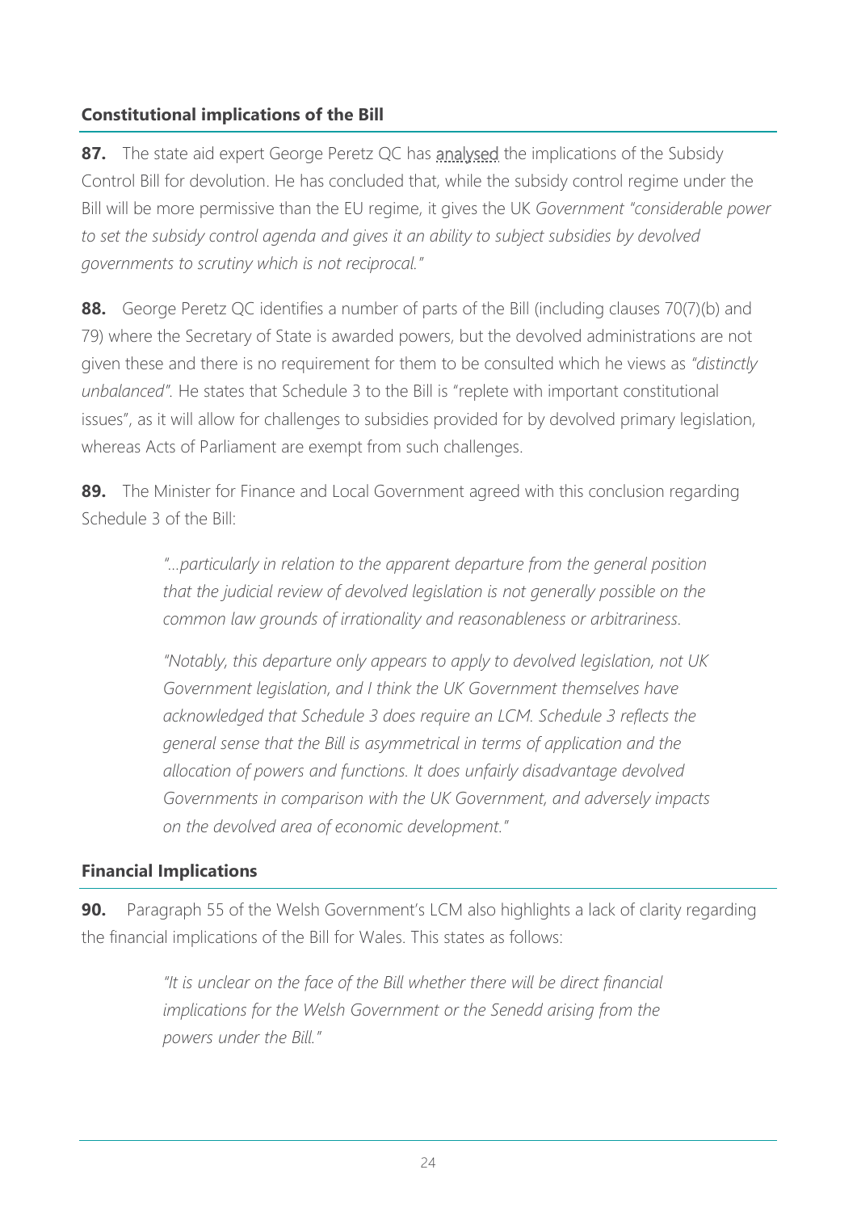## Constitutional implications of the Bill

**87.** The state aid expert George Peretz QC has analysed the implications of the Subsidy Control Bill for devolution. He has concluded that, while the subsidy control regime under the Bill will be more permissive than the EU regime, it gives the UK *Government "considerable power to set the subsidy control agenda and gives it an ability to subject subsidies by devolved governments to scrutiny which is not reciprocal."*

**88.** George Peretz QC identifies a number of parts of the Bill (including clauses 70(7)(b) and 79) where the Secretary of State is awarded powers, but the devolved administrations are not given these and there is no requirement for them to be consulted which he views as *"distinctly unbalanced"*. He states that Schedule 3 to the Bill is "replete with important constitutional issues", as it will allow for challenges to subsidies provided for by devolved primary legislation, whereas Acts of Parliament are exempt from such challenges.

**89.** The Minister for Finance and Local Government agreed with this conclusion regarding Schedule 3 of the Bill:

> *"…particularly in relation to the apparent departure from the general position that the judicial review of devolved legislation is not generally possible on the common law grounds of irrationality and reasonableness or arbitrariness.*
>
> *"Notably, this departure only appears to apply to devolved legislation, not UK Government legislation, and I think the UK Government themselves have acknowledged that Schedule 3 does require an LCM. Schedule 3 reflects the general sense that the Bill is asymmetrical in terms of application and the allocation of powers and functions. It does unfairly disadvantage devolved Governments in comparison with the UK Government, and adversely impacts on the devolved area of economic development."*

## Financial Implications

**90.** Paragraph 55 of the Welsh Government's LCM also highlights a lack of clarity regarding the financial implications of the Bill for Wales. This states as follows:

> *"It is unclear on the face of the Bill whether there will be direct financial implications for the Welsh Government or the Senedd arising from the powers under the Bill."*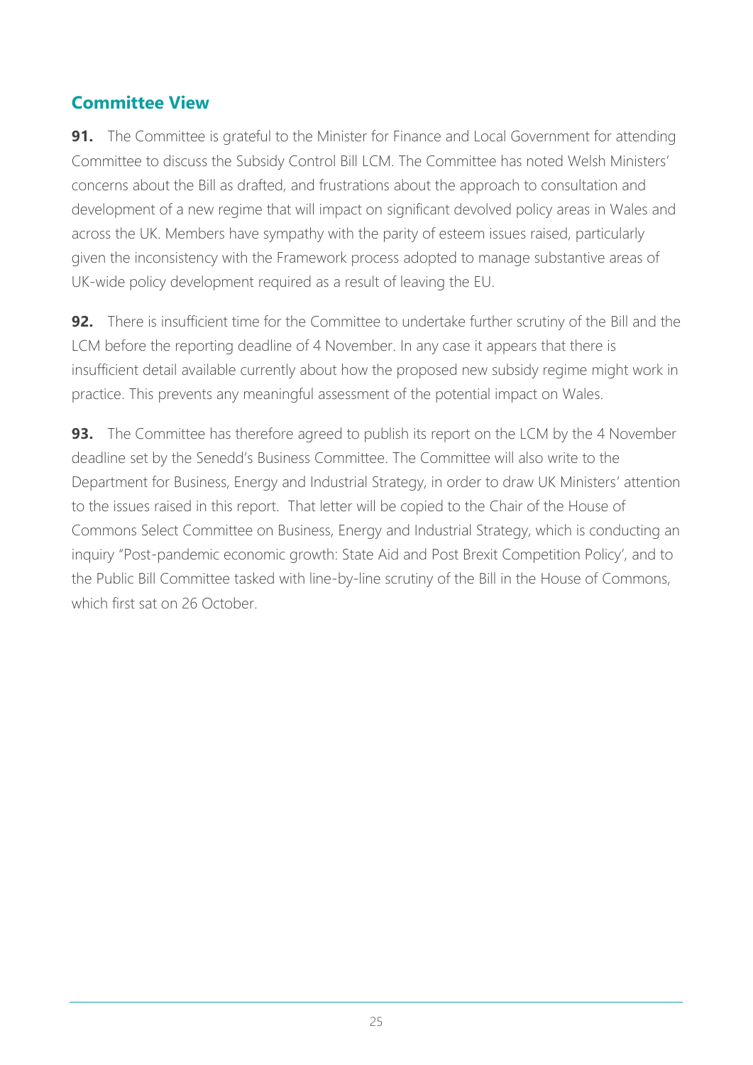## Committee View

**91.** The Committee is grateful to the Minister for Finance and Local Government for attending Committee to discuss the Subsidy Control Bill LCM. The Committee has noted Welsh Ministers' concerns about the Bill as drafted, and frustrations about the approach to consultation and development of a new regime that will impact on significant devolved policy areas in Wales and across the UK. Members have sympathy with the parity of esteem issues raised, particularly given the inconsistency with the Framework process adopted to manage substantive areas of UK-wide policy development required as a result of leaving the EU.

**92.** There is insufficient time for the Committee to undertake further scrutiny of the Bill and the LCM before the reporting deadline of 4 November. In any case it appears that there is insufficient detail available currently about how the proposed new subsidy regime might work in practice. This prevents any meaningful assessment of the potential impact on Wales.

**93.** The Committee has therefore agreed to publish its report on the LCM by the 4 November deadline set by the Senedd's Business Committee. The Committee will also write to the Department for Business, Energy and Industrial Strategy, in order to draw UK Ministers' attention to the issues raised in this report. That letter will be copied to the Chair of the House of Commons Select Committee on Business, Energy and Industrial Strategy, which is conducting an inquiry "Post-pandemic economic growth: State Aid and Post Brexit Competition Policy', and to the Public Bill Committee tasked with line-by-line scrutiny of the Bill in the House of Commons, which first sat on 26 October.